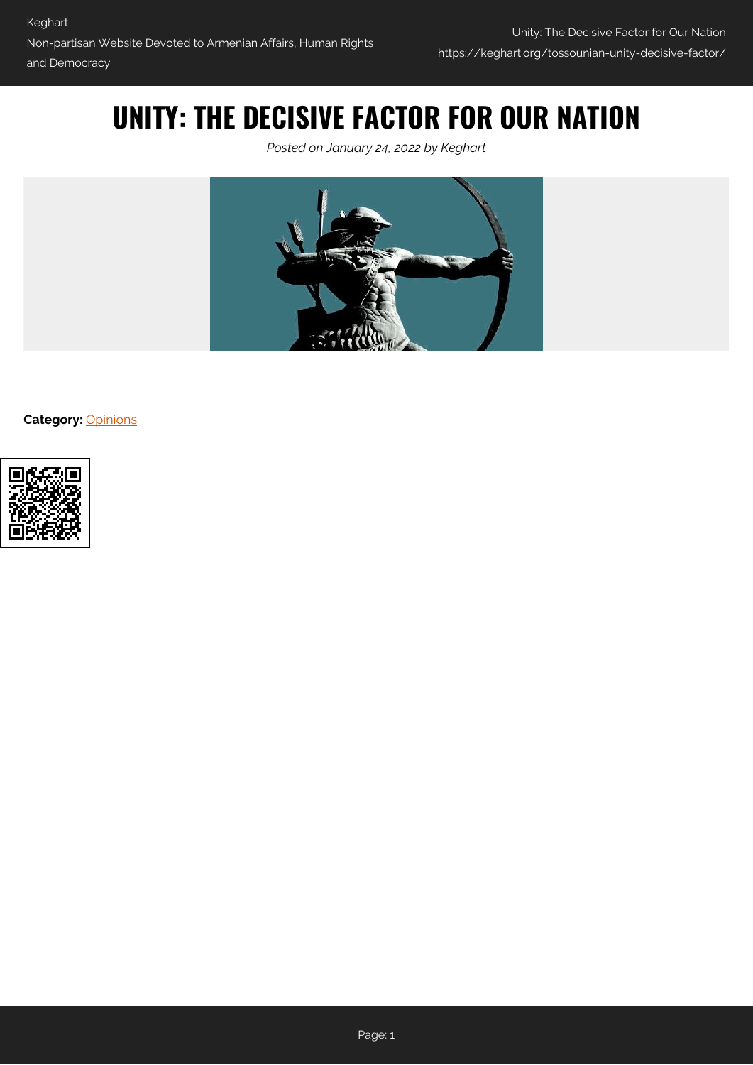# UNITY: THE DECISIVE FACTOR FOR OUR NATION

*Posted on January 24, 2022 by Keghart*

**Category:** Opinions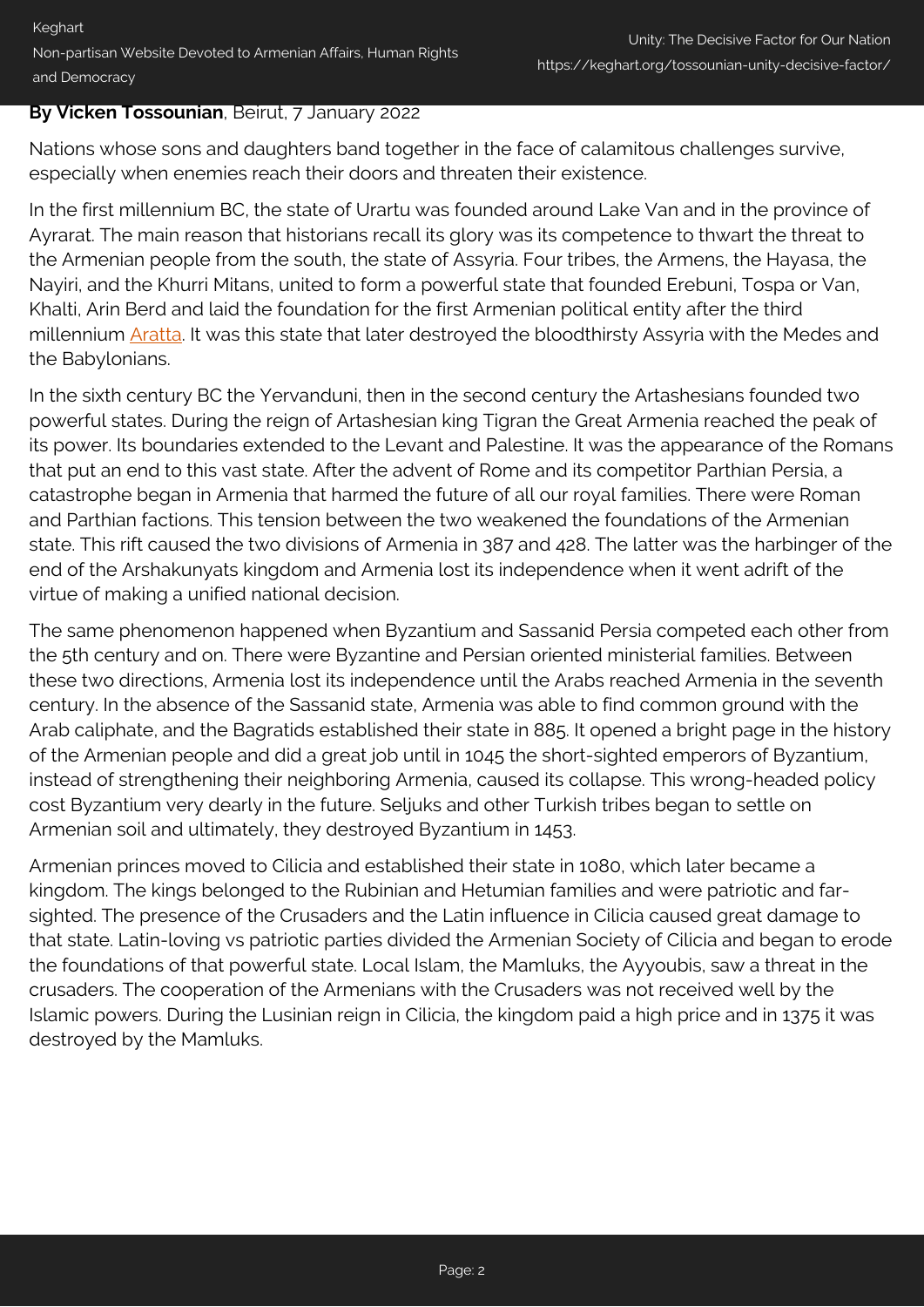**By Vicken Tossounian**, Beirut, 7 January 2022

Nations whose sons and daughters band together in the face of calamitous challenges survive, especially when enemies reach their doors and threaten their existence.

In the first millennium BC, the state of Urartu was founded around Lake Van and in the province of Ayrarat. The main reason that historians recall its glory was its competence to thwart the threat to the Armenian people from the south, the state of Assyria. Four tribes, the Armens, the Hayasa, the Nayiri, and the Khurri Mitans, united to form a powerful state that founded Erebuni, Tospa or Van, Khalti, Arin Berd and laid the foundation for the first Armenian political entity after the third millennium Aratta. It was this state that later destroyed the bloodthirsty Assyria with the Medes and the Babylonians.

In the sixth century BC the Yervanduni, then in the second century the Artashesians founded two powerful states. During the reign of Artashesian king Tigran the Great Armenia reached the peak of its power. Its boundaries extended to the Levant and Palestine. It was the appearance of the Romans that put an end to this vast state. After the advent of Rome and its competitor Parthian Persia, a catastrophe began in Armenia that harmed the future of all our royal families. There were Roman and Parthian factions. This tension between the two weakened the foundations of the Armenian state. This rift caused the two divisions of Armenia in 387 and 428. The latter was the harbinger of the end of the Arshakunyats kingdom and Armenia lost its independence when it went adrift of the virtue of making a unified national decision.

The same phenomenon happened when Byzantium and Sassanid Persia competed each other from the 5th century and on. There were Byzantine and Persian oriented ministerial families. Between these two directions, Armenia lost its independence until the Arabs reached Armenia in the seventh century. In the absence of the Sassanid state, Armenia was able to find common ground with the Arab caliphate, and the Bagratids established their state in 885. It opened a bright page in the history of the Armenian people and did a great job until in 1045 the short-sighted emperors of Byzantium, instead of strengthening their neighboring Armenia, caused its collapse. This wrong-headed policy cost Byzantium very dearly in the future. Seljuks and other Turkish tribes began to settle on Armenian soil and ultimately, they destroyed Byzantium in 1453.

Armenian princes moved to Cilicia and established their state in 1080, which later became a kingdom. The kings belonged to the Rubinian and Hetumian families and were patriotic and far-sighted. The presence of the Crusaders and the Latin influence in Cilicia caused great damage to that state. Latin-loving vs patriotic parties divided the Armenian Society of Cilicia and began to erode the foundations of that powerful state. Local Islam, the Mamluks, the Ayyoubis, saw a threat in the crusaders. The cooperation of the Armenians with the Crusaders was not received well by the Islamic powers. During the Lusinian reign in Cilicia, the kingdom paid a high price and in 1375 it was destroyed by the Mamluks.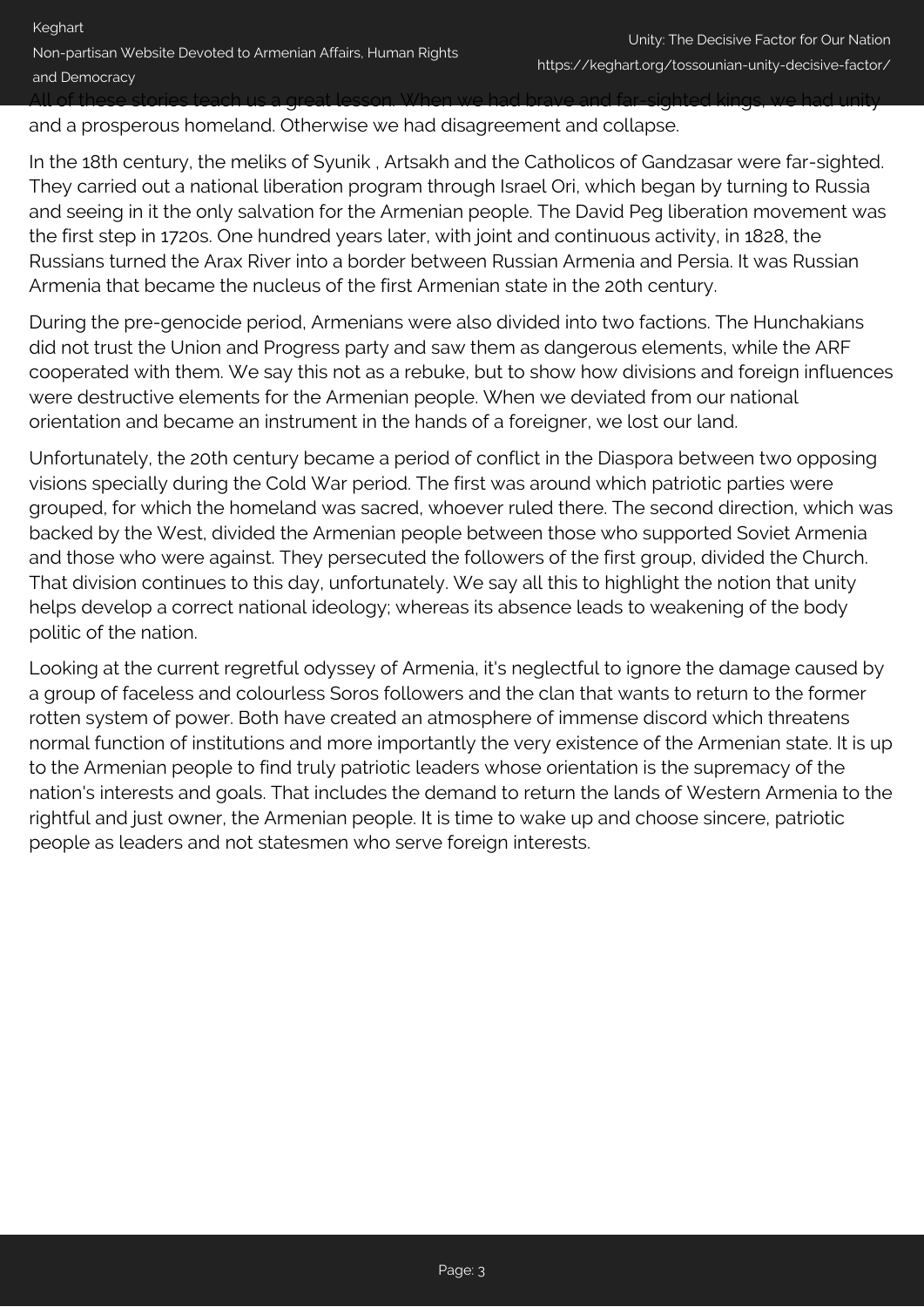All of these stories teach us a great lesson. When we had brave and far-sighted kings, we had unity and a prosperous homeland. Otherwise we had disagreement and collapse.

In the 18th century, the meliks of Syunik , Artsakh and the Catholicos of Gandzasar were far-sighted. They carried out a national liberation program through Israel Ori, which began by turning to Russia and seeing in it the only salvation for the Armenian people. The David Peg liberation movement was the first step in 1720s. One hundred years later, with joint and continuous activity, in 1828, the Russians turned the Arax River into a border between Russian Armenia and Persia. It was Russian Armenia that became the nucleus of the first Armenian state in the 20th century.

During the pre-genocide period, Armenians were also divided into two factions. The Hunchakians did not trust the Union and Progress party and saw them as dangerous elements, while the ARF cooperated with them. We say this not as a rebuke, but to show how divisions and foreign influences were destructive elements for the Armenian people. When we deviated from our national orientation and became an instrument in the hands of a foreigner, we lost our land.

Unfortunately, the 20th century became a period of conflict in the Diaspora between two opposing visions specially during the Cold War period. The first was around which patriotic parties were grouped, for which the homeland was sacred, whoever ruled there. The second direction, which was backed by the West, divided the Armenian people between those who supported Soviet Armenia and those who were against. They persecuted the followers of the first group, divided the Church. That division continues to this day, unfortunately. We say all this to highlight the notion that unity helps develop a correct national ideology; whereas its absence leads to weakening of the body politic of the nation.

Looking at the current regretful odyssey of Armenia, it's neglectful to ignore the damage caused by a group of faceless and colourless Soros followers and the clan that wants to return to the former rotten system of power. Both have created an atmosphere of immense discord which threatens normal function of institutions and more importantly the very existence of the Armenian state. It is up to the Armenian people to find truly patriotic leaders whose orientation is the supremacy of the nation's interests and goals. That includes the demand to return the lands of Western Armenia to the rightful and just owner, the Armenian people. It is time to wake up and choose sincere, patriotic people as leaders and not statesmen who serve foreign interests.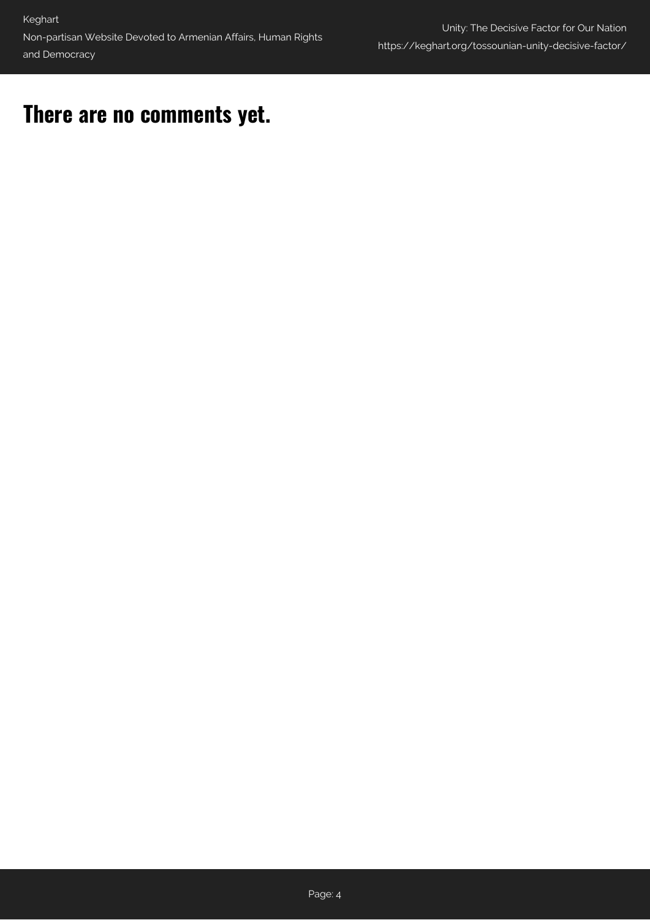## There are no comments yet.